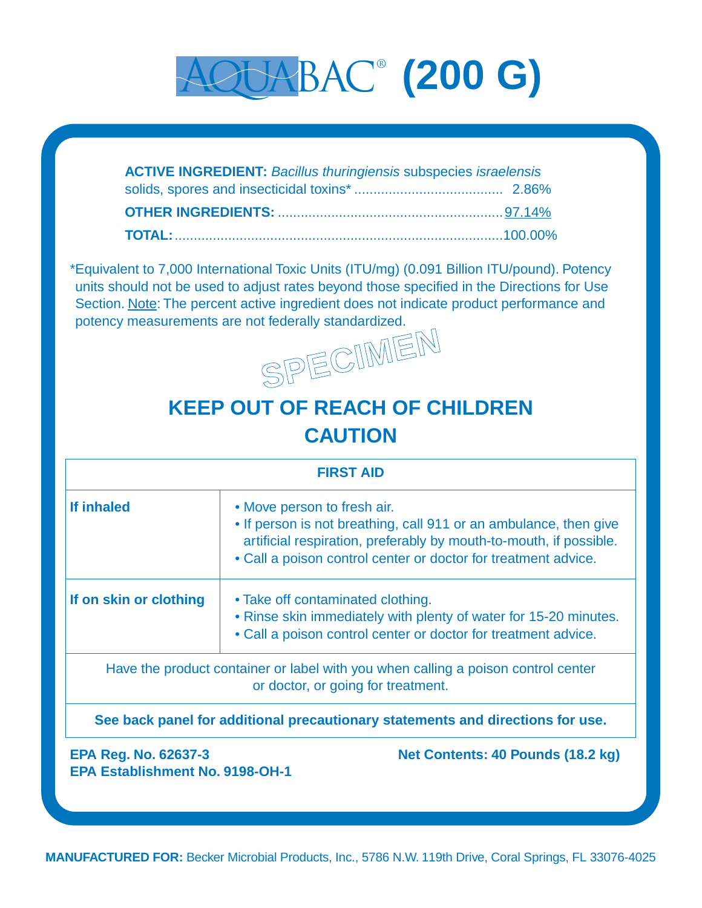# AQUABAC® (200 G)

**ACTIVE INGREDIENT:** *Bacillus thuringiensis* subspecies *israelensis* solids, spores and insecticidal toxins* ....................................... 2.86%

**OTHER INGREDIENTS:** .......................................................... 97.14%

**TOTAL:** .................................................................................... 100.00%

*Equivalent to 7,000 International Toxic Units (ITU/mg) (0.091 Billion ITU/pound). Potency units should not be used to adjust rates beyond those specified in the Directions for Use Section. Note: The percent active ingredient does not indicate product performance and potency measurements are not federally standardized.

SPECIMEN

## KEEP OUT OF REACH OF CHILDREN

## CAUTION

| FIRST AID | |
|---|---|
| **If inhaled** | • Move person to fresh air.<br>• If person is not breathing, call 911 or an ambulance, then give artificial respiration, preferably by mouth-to-mouth, if possible.<br>• Call a poison control center or doctor for treatment advice. |
| **If on skin or clothing** | • Take off contaminated clothing.<br>• Rinse skin immediately with plenty of water for 15-20 minutes.<br>• Call a poison control center or doctor for treatment advice. |
| Have the product container or label with you when calling a poison control center or doctor, or going for treatment. | |
| **See back panel for additional precautionary statements and directions for use.** | |

**EPA Reg. No. 62637-3**
**EPA Establishment No. 9198-OH-1**

**Net Contents: 40 Pounds (18.2 kg)**

**MANUFACTURED FOR:** Becker Microbial Products, Inc., 5786 N.W. 119th Drive, Coral Springs, FL 33076-4025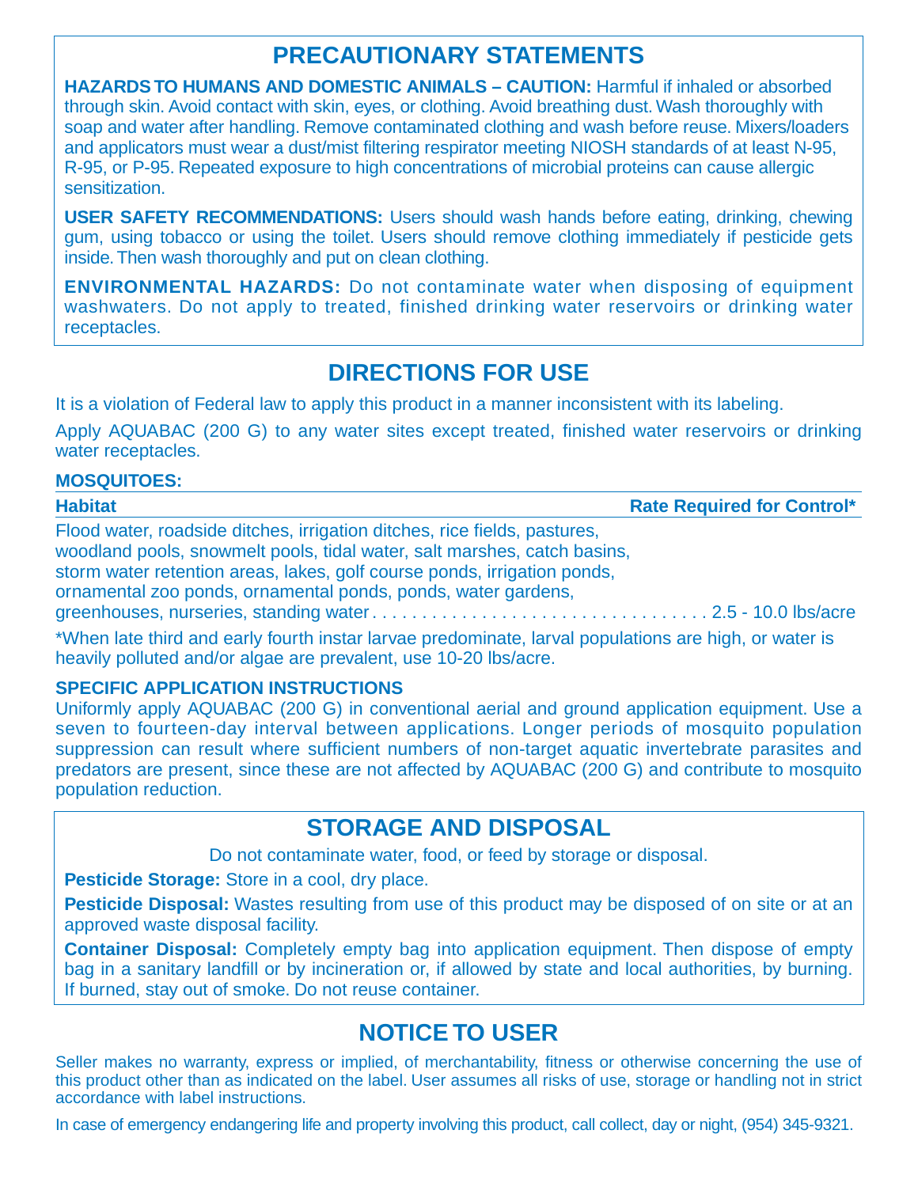## PRECAUTIONARY STATEMENTS

**HAZARDS TO HUMANS AND DOMESTIC ANIMALS – CAUTION:** Harmful if inhaled or absorbed through skin. Avoid contact with skin, eyes, or clothing. Avoid breathing dust. Wash thoroughly with soap and water after handling. Remove contaminated clothing and wash before reuse. Mixers/loaders and applicators must wear a dust/mist filtering respirator meeting NIOSH standards of at least N-95, R-95, or P-95. Repeated exposure to high concentrations of microbial proteins can cause allergic sensitization.

**USER SAFETY RECOMMENDATIONS:** Users should wash hands before eating, drinking, chewing gum, using tobacco or using the toilet. Users should remove clothing immediately if pesticide gets inside. Then wash thoroughly and put on clean clothing.

**ENVIRONMENTAL HAZARDS:** Do not contaminate water when disposing of equipment washwaters. Do not apply to treated, finished drinking water reservoirs or drinking water receptacles.

## DIRECTIONS FOR USE

It is a violation of Federal law to apply this product in a manner inconsistent with its labeling.

Apply AQUABAC (200 G) to any water sites except treated, finished water reservoirs or drinking water receptacles.

**MOSQUITOES:**

| Habitat | Rate Required for Control* |
|---|---|
| Flood water, roadside ditches, irrigation ditches, rice fields, pastures, woodland pools, snowmelt pools, tidal water, salt marshes, catch basins, storm water retention areas, lakes, golf course ponds, irrigation ponds, ornamental zoo ponds, ornamental ponds, ponds, water gardens, greenhouses, nurseries, standing water | 2.5 - 10.0 lbs/acre |

*When late third and early fourth instar larvae predominate, larval populations are high, or water is heavily polluted and/or algae are prevalent, use 10-20 lbs/acre.

**SPECIFIC APPLICATION INSTRUCTIONS**

Uniformly apply AQUABAC (200 G) in conventional aerial and ground application equipment. Use a seven to fourteen-day interval between applications. Longer periods of mosquito population suppression can result where sufficient numbers of non-target aquatic invertebrate parasites and predators are present, since these are not affected by AQUABAC (200 G) and contribute to mosquito population reduction.

## STORAGE AND DISPOSAL

Do not contaminate water, food, or feed by storage or disposal.

**Pesticide Storage:** Store in a cool, dry place.

**Pesticide Disposal:** Wastes resulting from use of this product may be disposed of on site or at an approved waste disposal facility.

**Container Disposal:** Completely empty bag into application equipment. Then dispose of empty bag in a sanitary landfill or by incineration or, if allowed by state and local authorities, by burning. If burned, stay out of smoke. Do not reuse container.

## NOTICE TO USER

Seller makes no warranty, express or implied, of merchantability, fitness or otherwise concerning the use of this product other than as indicated on the label. User assumes all risks of use, storage or handling not in strict accordance with label instructions.

In case of emergency endangering life and property involving this product, call collect, day or night, (954) 345-9321.